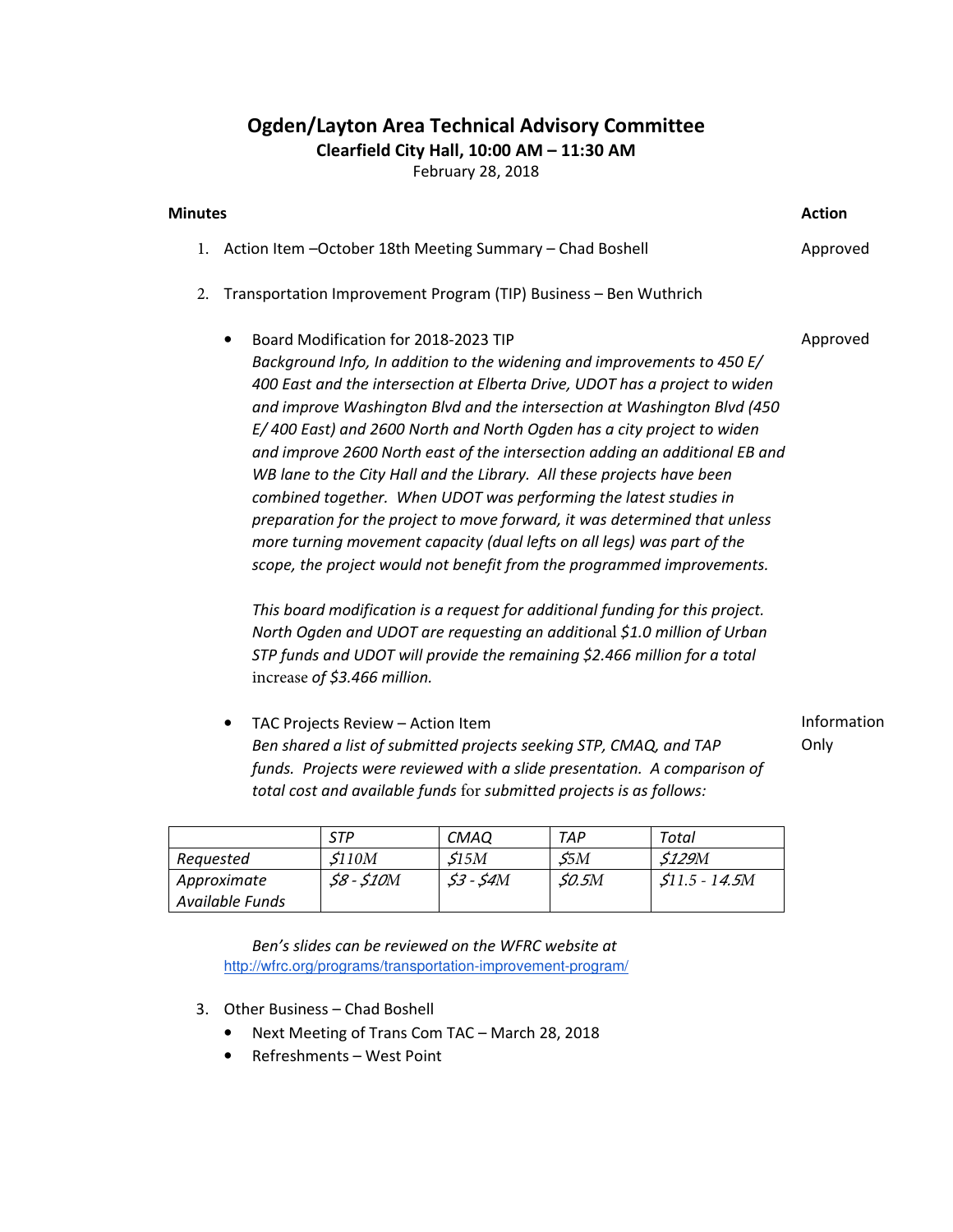# Ogden/Layton Area Technical Advisory Committee

**Clearfield City Hall, 10:00 AM – 11:30 AM**

February 28, 2018

| **Minutes** | **Action** |
|---|---|
| 1. Action Item –October 18th Meeting Summary – Chad Boshell | Approved |
| 2. Transportation Improvement Program (TIP) Business – Ben Wuthrich | |
| • Board Modification for 2018-2023 TIP | Approved |
| • TAC Projects Review – Action Item | Information Only |

1. Action Item –October 18th Meeting Summary – Chad Boshell — **Approved**

2. Transportation Improvement Program (TIP) Business – Ben Wuthrich

   - Board Modification for 2018-2023 TIP — **Approved**

     *Background Info, In addition to the widening and improvements to 450 E/ 400 East and the intersection at Elberta Drive, UDOT has a project to widen and improve Washington Blvd and the intersection at Washington Blvd (450 E/ 400 East) and 2600 North and North Ogden has a city project to widen and improve 2600 North east of the intersection adding an additional EB and WB lane to the City Hall and the Library. All these projects have been combined together. When UDOT was performing the latest studies in preparation for the project to move forward, it was determined that unless more turning movement capacity (dual lefts on all legs) was part of the scope, the project would not benefit from the programmed improvements.*

     *This board modification is a request for additional funding for this project. North Ogden and UDOT are requesting an additional $1.0 million of Urban STP funds and UDOT will provide the remaining $2.466 million for a total increase of $3.466 million.*

   - TAC Projects Review – Action Item — **Information Only**

     *Ben shared a list of submitted projects seeking STP, CMAQ, and TAP funds. Projects were reviewed with a slide presentation. A comparison of total cost and available funds for submitted projects is as follows:*

| | *STP* | *CMAQ* | *TAP* | *Total* |
|---|---|---|---|---|
| *Requested* | *$110M* | *$15M* | *$5M* | *$129M* |
| *Approximate Available Funds* | *$8 - $10M* | *$3 - $4M* | *$0.5M* | *$11.5 - 14.5M* |

*Ben's slides can be reviewed on the WFRC website at* http://wfrc.org/programs/transportation-improvement-program/

3. Other Business – Chad Boshell
   - Next Meeting of Trans Com TAC – March 28, 2018
   - Refreshments – West Point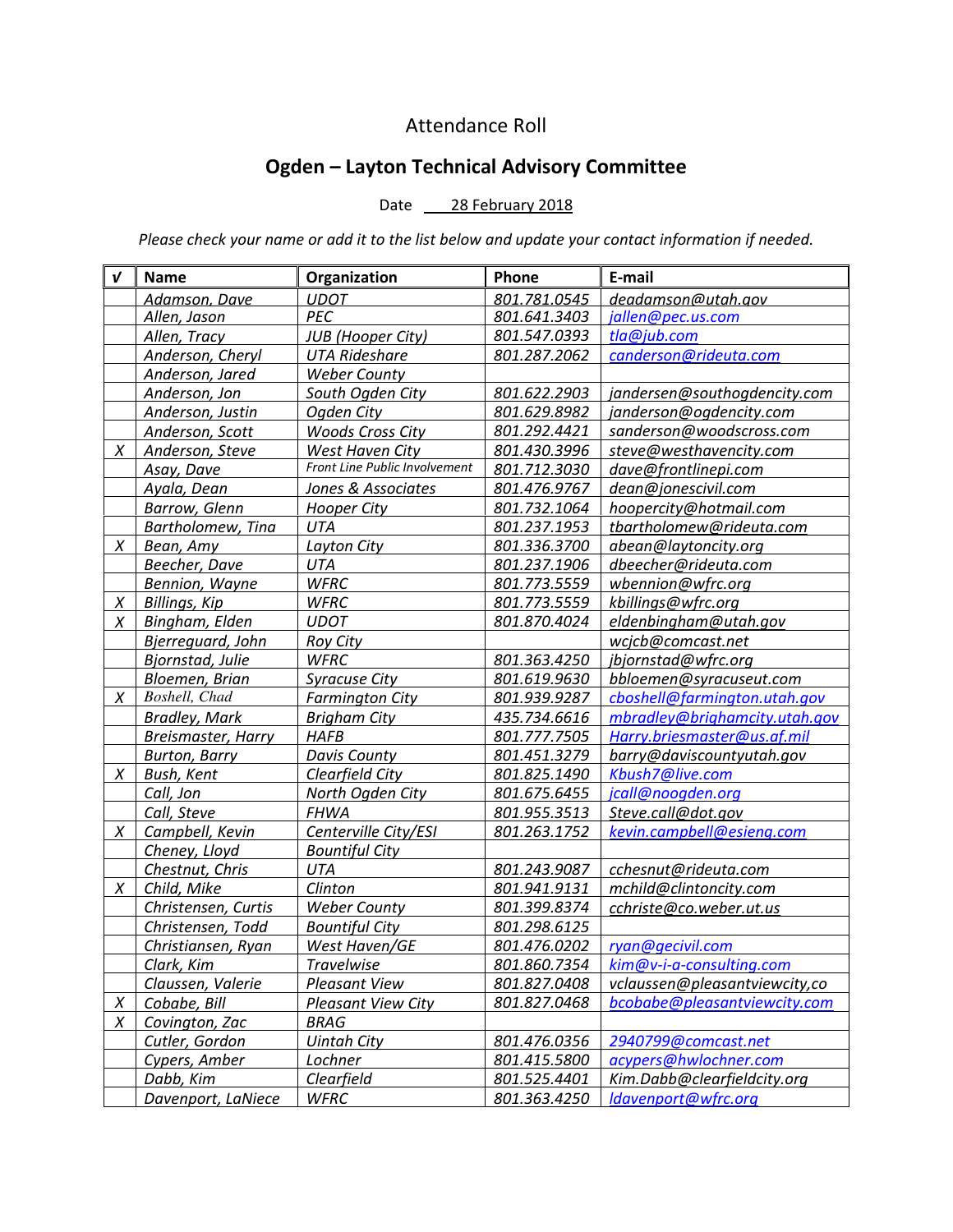Attendance Roll

# Ogden – Layton Technical Advisory Committee

Date 28 February 2018

*Please check your name or add it to the list below and update your contact information if needed.*

| √ | Name | Organization | Phone | E-mail |
|---|---|---|---|---|
| | Adamson, Dave | UDOT | 801.781.0545 | deadamson@utah.gov |
| | Allen, Jason | PEC | 801.641.3403 | jallen@pec.us.com |
| | Allen, Tracy | JUB (Hooper City) | 801.547.0393 | tla@jub.com |
| | Anderson, Cheryl | UTA Rideshare | 801.287.2062 | canderson@rideuta.com |
| | Anderson, Jared | Weber County | | |
| | Anderson, Jon | South Ogden City | 801.622.2903 | jandersen@southogdencity.com |
| | Anderson, Justin | Ogden City | 801.629.8982 | janderson@ogdencity.com |
| | Anderson, Scott | Woods Cross City | 801.292.4421 | sanderson@woodscross.com |
| X | Anderson, Steve | West Haven City | 801.430.3996 | steve@westhavencity.com |
| | Asay, Dave | Front Line Public Involvement | 801.712.3030 | dave@frontlinepi.com |
| | Ayala, Dean | Jones & Associates | 801.476.9767 | dean@jonescivil.com |
| | Barrow, Glenn | Hooper City | 801.732.1064 | hoopercity@hotmail.com |
| | Bartholomew, Tina | UTA | 801.237.1953 | tbartholomew@rideuta.com |
| X | Bean, Amy | Layton City | 801.336.3700 | abean@laytoncity.org |
| | Beecher, Dave | UTA | 801.237.1906 | dbeecher@rideuta.com |
| | Bennion, Wayne | WFRC | 801.773.5559 | wbennion@wfrc.org |
| X | Billings, Kip | WFRC | 801.773.5559 | kbillings@wfrc.org |
| X | Bingham, Elden | UDOT | 801.870.4024 | eldenbingham@utah.gov |
| | Bjerreguard, John | Roy City | | wcjcb@comcast.net |
| | Bjornstad, Julie | WFRC | 801.363.4250 | jbjornstad@wfrc.org |
| | Bloemen, Brian | Syracuse City | 801.619.9630 | bbloemen@syracuseut.com |
| X | Boshell, Chad | Farmington City | 801.939.9287 | cboshell@farmington.utah.gov |
| | Bradley, Mark | Brigham City | 435.734.6616 | mbradley@brighamcity.utah.gov |
| | Breismaster, Harry | HAFB | 801.777.7505 | Harry.briesmaster@us.af.mil |
| | Burton, Barry | Davis County | 801.451.3279 | barry@daviscountyutah.gov |
| X | Bush, Kent | Clearfield City | 801.825.1490 | Kbush7@live.com |
| | Call, Jon | North Ogden City | 801.675.6455 | jcall@noogden.org |
| | Call, Steve | FHWA | 801.955.3513 | Steve.call@dot.gov |
| X | Campbell, Kevin | Centerville City/ESI | 801.263.1752 | kevin.campbell@esieng.com |
| | Cheney, Lloyd | Bountiful City | | |
| | Chestnut, Chris | UTA | 801.243.9087 | cchesnut@rideuta.com |
| X | Child, Mike | Clinton | 801.941.9131 | mchild@clintoncity.com |
| | Christensen, Curtis | Weber County | 801.399.8374 | cchriste@co.weber.ut.us |
| | Christensen, Todd | Bountiful City | 801.298.6125 | |
| | Christiansen, Ryan | West Haven/GE | 801.476.0202 | ryan@gecivil.com |
| | Clark, Kim | Travelwise | 801.860.7354 | kim@v-i-a-consulting.com |
| | Claussen, Valerie | Pleasant View | 801.827.0408 | vclaussen@pleasantviewcity,co |
| X | Cobabe, Bill | Pleasant View City | 801.827.0468 | bcobabe@pleasantviewcity.com |
| X | Covington, Zac | BRAG | | |
| | Cutler, Gordon | Uintah City | 801.476.0356 | 2940799@comcast.net |
| | Cypers, Amber | Lochner | 801.415.5800 | acypers@hwlochner.com |
| | Dabb, Kim | Clearfield | 801.525.4401 | Kim.Dabb@clearfieldcity.org |
| | Davenport, LaNiece | WFRC | 801.363.4250 | ldavenport@wfrc.org |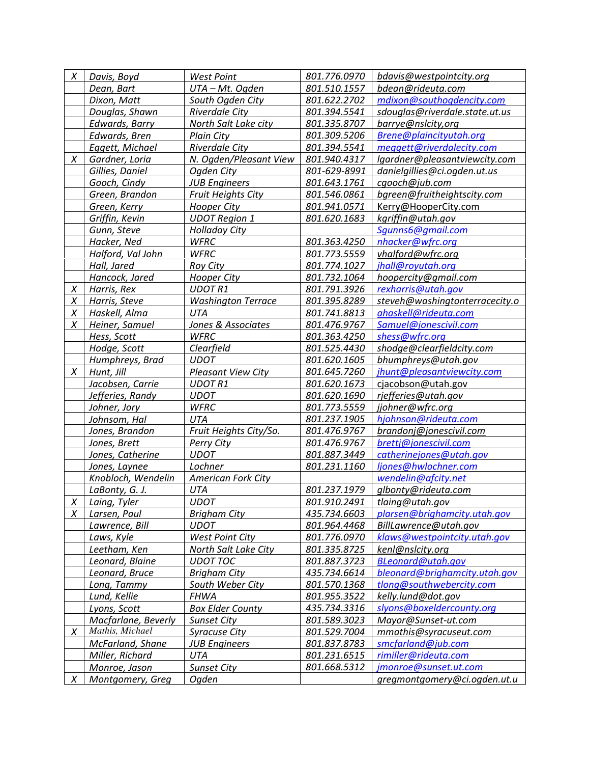| | | | | |
|---|---|---|---|---|
| X | Davis, Boyd | West Point | 801.776.0970 | bdavis@westpointcity.org |
| | Dean, Bart | UTA – Mt. Ogden | 801.510.1557 | bdean@rideuta.com |
| | Dixon, Matt | South Ogden City | 801.622.2702 | mdixon@southogdencity.com |
| | Douglas, Shawn | Riverdale City | 801.394.5541 | sdouglas@riverdale.state.ut.us |
| | Edwards, Barry | North Salt Lake city | 801.335.8707 | barrye@nslcity,org |
| | Edwards, Bren | Plain City | 801.309.5206 | Brene@plaincityutah.org |
| | Eggett, Michael | Riverdale City | 801.394.5541 | meggett@riverdalecity.com |
| X | Gardner, Loria | N. Ogden/Pleasant View | 801.940.4317 | lgardner@pleasantviewcity.com |
| | Gillies, Daniel | Ogden City | 801-629-8991 | danielgillies@ci.ogden.ut.us |
| | Gooch, Cindy | JUB Engineers | 801.643.1761 | cgooch@jub.com |
| | Green, Brandon | Fruit Heights City | 801.546.0861 | bgreen@fruitheightscity.com |
| | Green, Kerry | Hooper City | 801.941.0571 | Kerry@HooperCity.com |
| | Griffin, Kevin | UDOT Region 1 | 801.620.1683 | kgriffin@utah.gov |
| | Gunn, Steve | Holladay City | | Sgunns6@gmail.com |
| | Hacker, Ned | WFRC | 801.363.4250 | nhacker@wfrc.org |
| | Halford, Val John | WFRC | 801.773.5559 | vhalford@wfrc.org |
| | Hall, Jared | Roy City | 801.774.1027 | jhall@royutah.org |
| | Hancock, Jared | Hooper City | 801.732.1064 | hoopercity@gmail.com |
| X | Harris, Rex | UDOT R1 | 801.791.3926 | rexharris@utah.gov |
| X | Harris, Steve | Washington Terrace | 801.395.8289 | steveh@washingtonterracecity.o |
| X | Haskell, Alma | UTA | 801.741.8813 | ahaskell@rideuta.com |
| X | Heiner, Samuel | Jones & Associates | 801.476.9767 | Samuel@jonescivil.com |
| | Hess, Scott | WFRC | 801.363.4250 | shess@wfrc.org |
| | Hodge, Scott | Clearfield | 801.525.4430 | shodge@clearfieldcity.com |
| | Humphreys, Brad | UDOT | 801.620.1605 | bhumphreys@utah.gov |
| X | Hunt, Jill | Pleasant View City | 801.645.7260 | jhunt@pleasantviewcity.com |
| | Jacobsen, Carrie | UDOT R1 | 801.620.1673 | cjacobson@utah.gov |
| | Jefferies, Randy | UDOT | 801.620.1690 | rjefferies@utah.gov |
| | Johner, Jory | WFRC | 801.773.5559 | jjohner@wfrc.org |
| | Johnsom, Hal | UTA | 801.237.1905 | hjohnson@rideuta.com |
| | Jones, Brandon | Fruit Heights City/So. | 801.476.9767 | brandonj@jonescivil.com |
| | Jones, Brett | Perry City | 801.476.9767 | brettj@jonescivil.com |
| | Jones, Catherine | UDOT | 801.887.3449 | catherinejones@utah.gov |
| | Jones, Laynee | Lochner | 801.231.1160 | ljones@hwlochner.com |
| | Knobloch, Wendelin | American Fork City | | wendelin@afcity.net |
| | LaBonty, G. J. | UTA | 801.237.1979 | glbonty@rideuta.com |
| X | Laing, Tyler | UDOT | 801.910.2491 | tlaing@utah.gov |
| X | Larsen, Paul | Brigham City | 435.734.6603 | plarsen@brighamcity.utah.gov |
| | Lawrence, Bill | UDOT | 801.964.4468 | BillLawrence@utah.gov |
| | Laws, Kyle | West Point City | 801.776.0970 | klaws@westpointcity.utah.gov |
| | Leetham, Ken | North Salt Lake City | 801.335.8725 | kenl@nslcity.org |
| | Leonard, Blaine | UDOT TOC | 801.887.3723 | BLeonard@utah.gov |
| | Leonard, Bruce | Brigham City | 435.734.6614 | bleonard@brighamcity.utah.gov |
| | Long, Tammy | South Weber City | 801.570.1368 | tlong@southwebercity.com |
| | Lund, Kellie | FHWA | 801.955.3522 | kelly.lund@dot.gov |
| | Lyons, Scott | Box Elder County | 435.734.3316 | slyons@boxeldercounty.org |
| | Macfarlane, Beverly | Sunset City | 801.589.3023 | Mayor@Sunset-ut.com |
| X | Mathis, Michael | Syracuse City | 801.529.7004 | mmathis@syracuseut.com |
| | McFarland, Shane | JUB Engineers | 801.837.8783 | smcfarland@jub.com |
| | Miller, Richard | UTA | 801.231.6515 | rimiller@rideuta.com |
| | Monroe, Jason | Sunset City | 801.668.5312 | jmonroe@sunset.ut.com |
| X | Montgomery, Greg | Ogden | | gregmontgomery@ci.ogden.ut.u |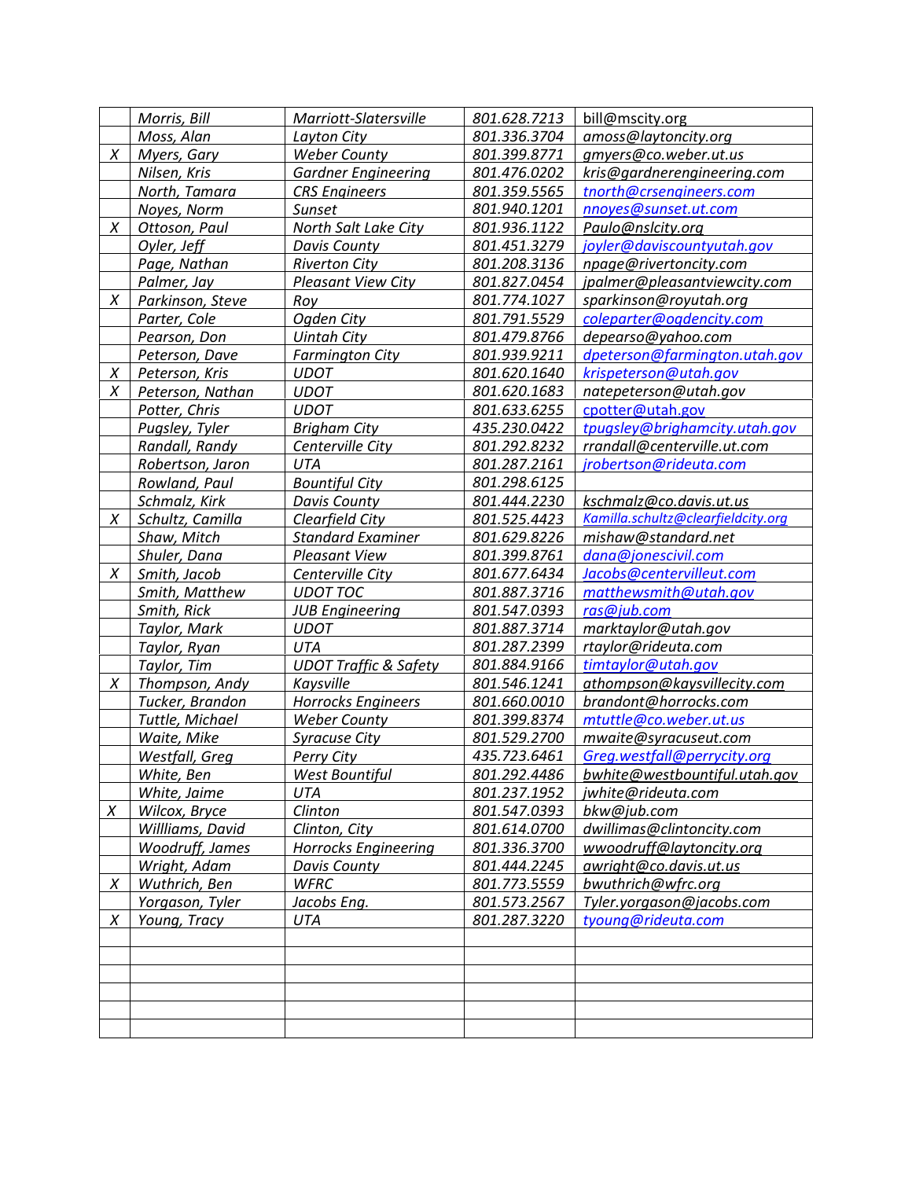| | | | | |
|---|---|---|---|---|
| | *Morris, Bill* | *Marriott-Slatersville* | *801.628.7213* | bill@mscity.org |
| | *Moss, Alan* | *Layton City* | *801.336.3704* | *amoss@laytoncity.org* |
| *X* | *Myers, Gary* | *Weber County* | *801.399.8771* | *gmyers@co.weber.ut.us* |
| | *Nilsen, Kris* | *Gardner Engineering* | *801.476.0202* | *kris@gardnerengineering.com* |
| | *North, Tamara* | *CRS Engineers* | *801.359.5565* | *tnorth@crsengineers.com* |
| | *Noyes, Norm* | *Sunset* | *801.940.1201* | *nnoyes@sunset.ut.com* |
| *X* | *Ottoson, Paul* | *North Salt Lake City* | *801.936.1122* | *Paulo@nslcity.org* |
| | *Oyler, Jeff* | *Davis County* | *801.451.3279* | *joyler@daviscountyutah.gov* |
| | *Page, Nathan* | *Riverton City* | *801.208.3136* | *npage@rivertoncity.com* |
| | *Palmer, Jay* | *Pleasant View City* | *801.827.0454* | *jpalmer@pleasantviewcity.com* |
| *X* | *Parkinson, Steve* | *Roy* | *801.774.1027* | *sparkinson@royutah.org* |
| | *Parter, Cole* | *Ogden City* | *801.791.5529* | *coleparter@ogdencity.com* |
| | *Pearson, Don* | *Uintah City* | *801.479.8766* | *depearso@yahoo.com* |
| | *Peterson, Dave* | *Farmington City* | *801.939.9211* | *dpeterson@farmington.utah.gov* |
| *X* | *Peterson, Kris* | *UDOT* | *801.620.1640* | *krispeterson@utah.gov* |
| *X* | *Peterson, Nathan* | *UDOT* | *801.620.1683* | *natepeterson@utah.gov* |
| | *Potter, Chris* | *UDOT* | *801.633.6255* | *cpotter@utah.gov* |
| | *Pugsley, Tyler* | *Brigham City* | *435.230.0422* | *tpugsley@brighamcity.utah.gov* |
| | *Randall, Randy* | *Centerville City* | *801.292.8232* | *rrandall@centerville.ut.com* |
| | *Robertson, Jaron* | *UTA* | *801.287.2161* | *jrobertson@rideuta.com* |
| | *Rowland, Paul* | *Bountiful City* | *801.298.6125* | |
| | *Schmalz, Kirk* | *Davis County* | *801.444.2230* | *kschmalz@co.davis.ut.us* |
| *X* | *Schultz, Camilla* | *Clearfield City* | *801.525.4423* | *Kamilla.schultz@clearfieldcity.org* |
| | *Shaw, Mitch* | *Standard Examiner* | *801.629.8226* | *mishaw@standard.net* |
| | *Shuler, Dana* | *Pleasant View* | *801.399.8761* | *dana@jonescivil.com* |
| *X* | *Smith, Jacob* | *Centerville City* | *801.677.6434* | *Jacobs@centervilleut.com* |
| | *Smith, Matthew* | *UDOT TOC* | *801.887.3716* | *matthewsmith@utah.gov* |
| | *Smith, Rick* | *JUB Engineering* | *801.547.0393* | *ras@jub.com* |
| | *Taylor, Mark* | *UDOT* | *801.887.3714* | *marktaylor@utah.gov* |
| | *Taylor, Ryan* | *UTA* | *801.287.2399* | *rtaylor@rideuta.com* |
| | *Taylor, Tim* | *UDOT Traffic & Safety* | *801.884.9166* | *timtaylor@utah.gov* |
| *X* | *Thompson, Andy* | *Kaysville* | *801.546.1241* | *athompson@kaysvillecity.com* |
| | *Tucker, Brandon* | *Horrocks Engineers* | *801.660.0010* | *brandont@horrocks.com* |
| | *Tuttle, Michael* | *Weber County* | *801.399.8374* | *mtuttle@co.weber.ut.us* |
| | *Waite, Mike* | *Syracuse City* | *801.529.2700* | *mwaite@syracuseut.com* |
| | *Westfall, Greg* | *Perry City* | *435.723.6461* | *Greg.westfall@perrycity.org* |
| | *White, Ben* | *West Bountiful* | *801.292.4486* | *bwhite@westbountiful.utah.gov* |
| | *White, Jaime* | *UTA* | *801.237.1952* | *jwhite@rideuta.com* |
| *X* | *Wilcox, Bryce* | *Clinton* | *801.547.0393* | *bkw@jub.com* |
| | *Willliams, David* | *Clinton, City* | *801.614.0700* | *dwillimas@clintoncity.com* |
| | *Woodruff, James* | *Horrocks Engineering* | *801.336.3700* | *wwoodruff@laytoncity.org* |
| | *Wright, Adam* | *Davis County* | *801.444.2245* | *awright@co.davis.ut.us* |
| *X* | *Wuthrich, Ben* | *WFRC* | *801.773.5559* | *bwuthrich@wfrc.org* |
| | *Yorgason, Tyler* | *Jacobs Eng.* | *801.573.2567* | *Tyler.yorgason@jacobs.com* |
| *X* | *Young, Tracy* | *UTA* | *801.287.3220* | *tyoung@rideuta.com* |
| | | | | |
| | | | | |
| | | | | |
| | | | | |
| | | | | |
| | | | | |